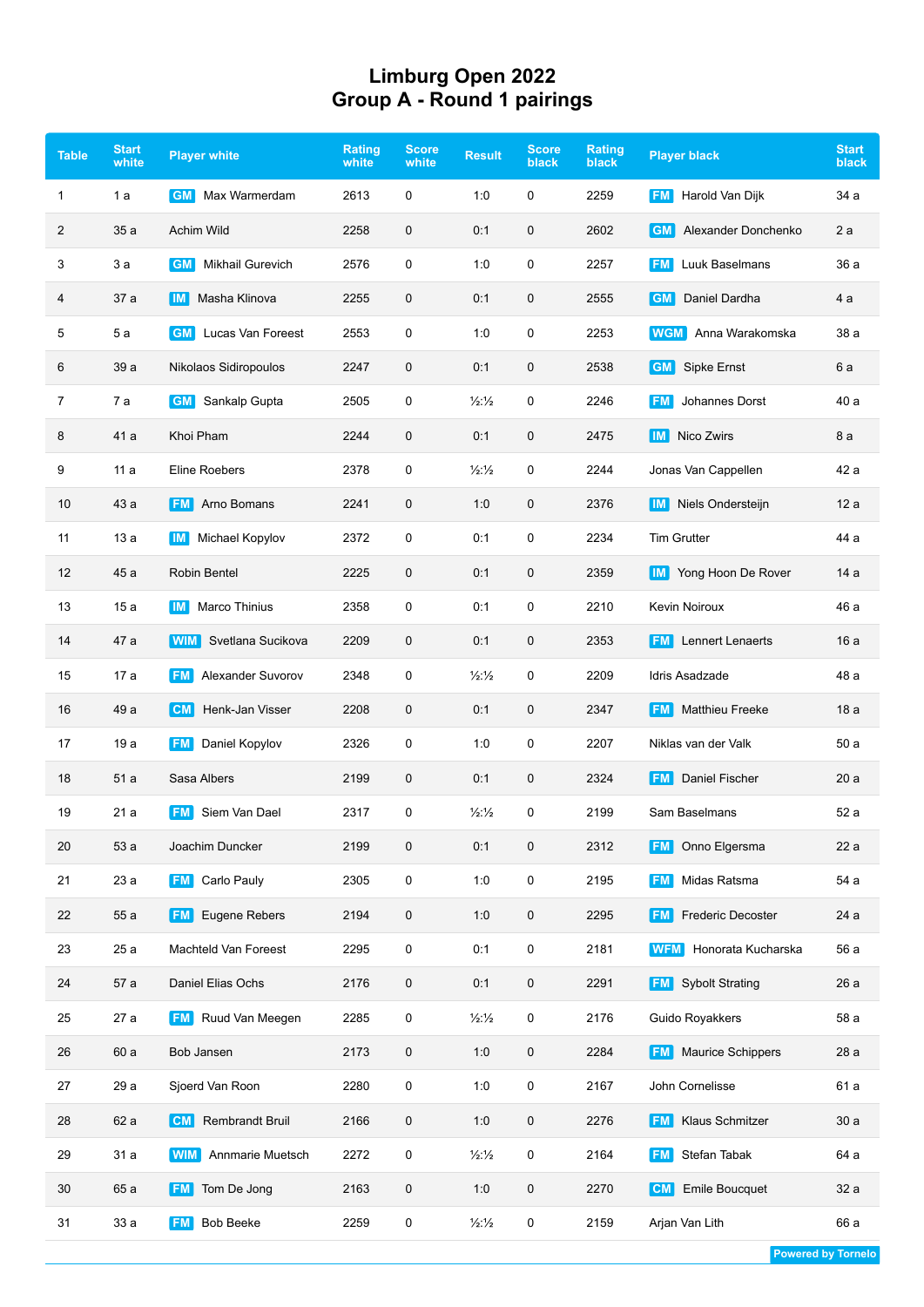# Limburg Open 2022
## Group A - Round 1 pairings

| Table | Start white | Player white | Rating white | Score white | Result | Score black | Rating black | Player black | Start black |
|---|---|---|---|---|---|---|---|---|---|
| 1 | 1 a | GM Max Warmerdam | 2613 | 0 | 1:0 | 0 | 2259 | FM Harold Van Dijk | 34 a |
| 2 | 35 a | Achim Wild | 2258 | 0 | 0:1 | 0 | 2602 | GM Alexander Donchenko | 2 a |
| 3 | 3 a | GM Mikhail Gurevich | 2576 | 0 | 1:0 | 0 | 2257 | FM Luuk Baselmans | 36 a |
| 4 | 37 a | IM Masha Klinova | 2255 | 0 | 0:1 | 0 | 2555 | GM Daniel Dardha | 4 a |
| 5 | 5 a | GM Lucas Van Foreest | 2553 | 0 | 1:0 | 0 | 2253 | WGM Anna Warakomska | 38 a |
| 6 | 39 a | Nikolaos Sidiropoulos | 2247 | 0 | 0:1 | 0 | 2538 | GM Sipke Ernst | 6 a |
| 7 | 7 a | GM Sankalp Gupta | 2505 | 0 | ½:½ | 0 | 2246 | FM Johannes Dorst | 40 a |
| 8 | 41 a | Khoi Pham | 2244 | 0 | 0:1 | 0 | 2475 | IM Nico Zwirs | 8 a |
| 9 | 11 a | Eline Roebers | 2378 | 0 | ½:½ | 0 | 2244 | Jonas Van Cappellen | 42 a |
| 10 | 43 a | FM Arno Bomans | 2241 | 0 | 1:0 | 0 | 2376 | IM Niels Ondersteijn | 12 a |
| 11 | 13 a | IM Michael Kopylov | 2372 | 0 | 0:1 | 0 | 2234 | Tim Grutter | 44 a |
| 12 | 45 a | Robin Bentel | 2225 | 0 | 0:1 | 0 | 2359 | IM Yong Hoon De Rover | 14 a |
| 13 | 15 a | IM Marco Thinius | 2358 | 0 | 0:1 | 0 | 2210 | Kevin Noiroux | 46 a |
| 14 | 47 a | WIM Svetlana Sucikova | 2209 | 0 | 0:1 | 0 | 2353 | FM Lennert Lenaerts | 16 a |
| 15 | 17 a | FM Alexander Suvorov | 2348 | 0 | ½:½ | 0 | 2209 | Idris Asadzade | 48 a |
| 16 | 49 a | CM Henk-Jan Visser | 2208 | 0 | 0:1 | 0 | 2347 | FM Matthieu Freeke | 18 a |
| 17 | 19 a | FM Daniel Kopylov | 2326 | 0 | 1:0 | 0 | 2207 | Niklas van der Valk | 50 a |
| 18 | 51 a | Sasa Albers | 2199 | 0 | 0:1 | 0 | 2324 | FM Daniel Fischer | 20 a |
| 19 | 21 a | FM Siem Van Dael | 2317 | 0 | ½:½ | 0 | 2199 | Sam Baselmans | 52 a |
| 20 | 53 a | Joachim Duncker | 2199 | 0 | 0:1 | 0 | 2312 | FM Onno Elgersma | 22 a |
| 21 | 23 a | FM Carlo Pauly | 2305 | 0 | 1:0 | 0 | 2195 | FM Midas Ratsma | 54 a |
| 22 | 55 a | FM Eugene Rebers | 2194 | 0 | 1:0 | 0 | 2295 | FM Frederic Decoster | 24 a |
| 23 | 25 a | Machteld Van Foreest | 2295 | 0 | 0:1 | 0 | 2181 | WFM Honorata Kucharska | 56 a |
| 24 | 57 a | Daniel Elias Ochs | 2176 | 0 | 0:1 | 0 | 2291 | FM Sybolt Strating | 26 a |
| 25 | 27 a | FM Ruud Van Meegen | 2285 | 0 | ½:½ | 0 | 2176 | Guido Royakkers | 58 a |
| 26 | 60 a | Bob Jansen | 2173 | 0 | 1:0 | 0 | 2284 | FM Maurice Schippers | 28 a |
| 27 | 29 a | Sjoerd Van Roon | 2280 | 0 | 1:0 | 0 | 2167 | John Cornelisse | 61 a |
| 28 | 62 a | CM Rembrandt Bruil | 2166 | 0 | 1:0 | 0 | 2276 | FM Klaus Schmitzer | 30 a |
| 29 | 31 a | WIM Annmarie Muetsch | 2272 | 0 | ½:½ | 0 | 2164 | FM Stefan Tabak | 64 a |
| 30 | 65 a | FM Tom De Jong | 2163 | 0 | 1:0 | 0 | 2270 | CM Emile Boucquet | 32 a |
| 31 | 33 a | FM Bob Beeke | 2259 | 0 | ½:½ | 0 | 2159 | Arjan Van Lith | 66 a |

Powered by Tornelo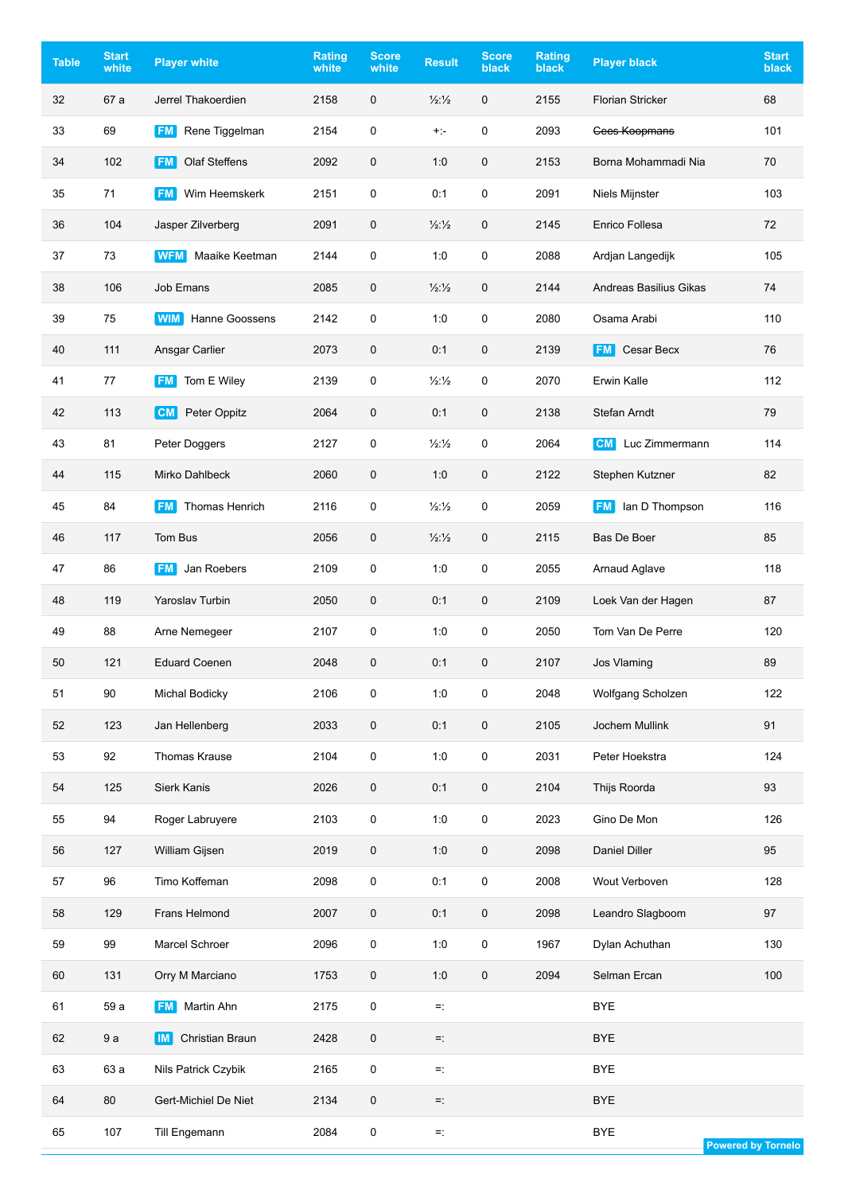| Table | Start white | Player white | Rating white | Score white | Result | Score black | Rating black | Player black | Start black |
|---|---|---|---|---|---|---|---|---|---|
| 32 | 67 a | Jerrel Thakoerdien | 2158 | 0 | ½:½ | 0 | 2155 | Florian Stricker | 68 |
| 33 | 69 | FM Rene Tiggelman | 2154 | 0 | +:- | 0 | 2093 | ~~Cees Koopmans~~ | 101 |
| 34 | 102 | FM Olaf Steffens | 2092 | 0 | 1:0 | 0 | 2153 | Borna Mohammadi Nia | 70 |
| 35 | 71 | FM Wim Heemskerk | 2151 | 0 | 0:1 | 0 | 2091 | Niels Mijnster | 103 |
| 36 | 104 | Jasper Zilverberg | 2091 | 0 | ½:½ | 0 | 2145 | Enrico Follesa | 72 |
| 37 | 73 | WFM Maaike Keetman | 2144 | 0 | 1:0 | 0 | 2088 | Ardjan Langedijk | 105 |
| 38 | 106 | Job Emans | 2085 | 0 | ½:½ | 0 | 2144 | Andreas Basilius Gikas | 74 |
| 39 | 75 | WIM Hanne Goossens | 2142 | 0 | 1:0 | 0 | 2080 | Osama Arabi | 110 |
| 40 | 111 | Ansgar Carlier | 2073 | 0 | 0:1 | 0 | 2139 | FM Cesar Becx | 76 |
| 41 | 77 | FM Tom E Wiley | 2139 | 0 | ½:½ | 0 | 2070 | Erwin Kalle | 112 |
| 42 | 113 | CM Peter Oppitz | 2064 | 0 | 0:1 | 0 | 2138 | Stefan Arndt | 79 |
| 43 | 81 | Peter Doggers | 2127 | 0 | ½:½ | 0 | 2064 | CM Luc Zimmermann | 114 |
| 44 | 115 | Mirko Dahlbeck | 2060 | 0 | 1:0 | 0 | 2122 | Stephen Kutzner | 82 |
| 45 | 84 | FM Thomas Henrich | 2116 | 0 | ½:½ | 0 | 2059 | FM Ian D Thompson | 116 |
| 46 | 117 | Tom Bus | 2056 | 0 | ½:½ | 0 | 2115 | Bas De Boer | 85 |
| 47 | 86 | FM Jan Roebers | 2109 | 0 | 1:0 | 0 | 2055 | Arnaud Aglave | 118 |
| 48 | 119 | Yaroslav Turbin | 2050 | 0 | 0:1 | 0 | 2109 | Loek Van der Hagen | 87 |
| 49 | 88 | Arne Nemegeer | 2107 | 0 | 1:0 | 0 | 2050 | Tom Van De Perre | 120 |
| 50 | 121 | Eduard Coenen | 2048 | 0 | 0:1 | 0 | 2107 | Jos Vlaming | 89 |
| 51 | 90 | Michal Bodicky | 2106 | 0 | 1:0 | 0 | 2048 | Wolfgang Scholzen | 122 |
| 52 | 123 | Jan Hellenberg | 2033 | 0 | 0:1 | 0 | 2105 | Jochem Mullink | 91 |
| 53 | 92 | Thomas Krause | 2104 | 0 | 1:0 | 0 | 2031 | Peter Hoekstra | 124 |
| 54 | 125 | Sierk Kanis | 2026 | 0 | 0:1 | 0 | 2104 | Thijs Roorda | 93 |
| 55 | 94 | Roger Labruyere | 2103 | 0 | 1:0 | 0 | 2023 | Gino De Mon | 126 |
| 56 | 127 | William Gijsen | 2019 | 0 | 1:0 | 0 | 2098 | Daniel Diller | 95 |
| 57 | 96 | Timo Koffeman | 2098 | 0 | 0:1 | 0 | 2008 | Wout Verboven | 128 |
| 58 | 129 | Frans Helmond | 2007 | 0 | 0:1 | 0 | 2098 | Leandro Slagboom | 97 |
| 59 | 99 | Marcel Schroer | 2096 | 0 | 1:0 | 0 | 1967 | Dylan Achuthan | 130 |
| 60 | 131 | Orry M Marciano | 1753 | 0 | 1:0 | 0 | 2094 | Selman Ercan | 100 |
| 61 | 59 a | FM Martin Ahn | 2175 | 0 | =: | | | BYE | |
| 62 | 9 a | IM Christian Braun | 2428 | 0 | =: | | | BYE | |
| 63 | 63 a | Nils Patrick Czybik | 2165 | 0 | =: | | | BYE | |
| 64 | 80 | Gert-Michiel De Niet | 2134 | 0 | =: | | | BYE | |
| 65 | 107 | Till Engemann | 2084 | 0 | =: | | | BYE | |

Powered by Tornelo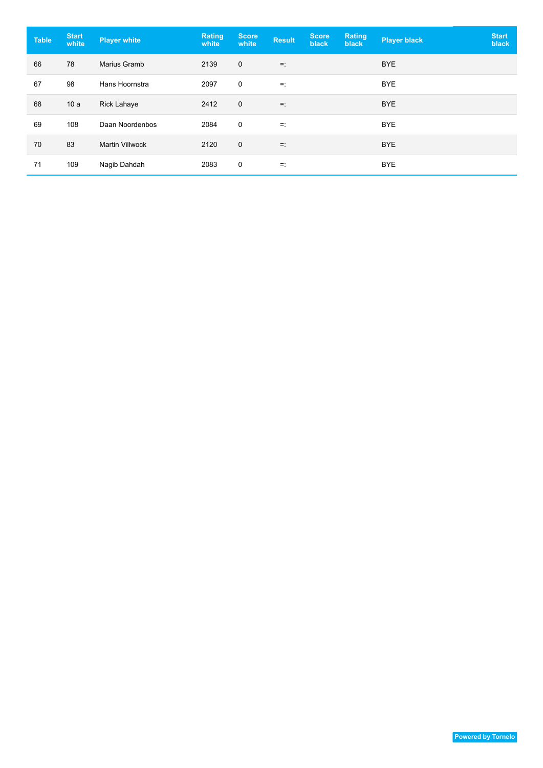| Table | Start white | Player white | Rating white | Score white | Result | Score black | Rating black | Player black | Start black |
|---|---|---|---|---|---|---|---|---|---|
| 66 | 78 | Marius Gramb | 2139 | 0 | =: | | | BYE | |
| 67 | 98 | Hans Hoornstra | 2097 | 0 | =: | | | BYE | |
| 68 | 10 a | Rick Lahaye | 2412 | 0 | =: | | | BYE | |
| 69 | 108 | Daan Noordenbos | 2084 | 0 | =: | | | BYE | |
| 70 | 83 | Martin Villwock | 2120 | 0 | =: | | | BYE | |
| 71 | 109 | Nagib Dahdah | 2083 | 0 | =: | | | BYE | |

Powered by Tornelo